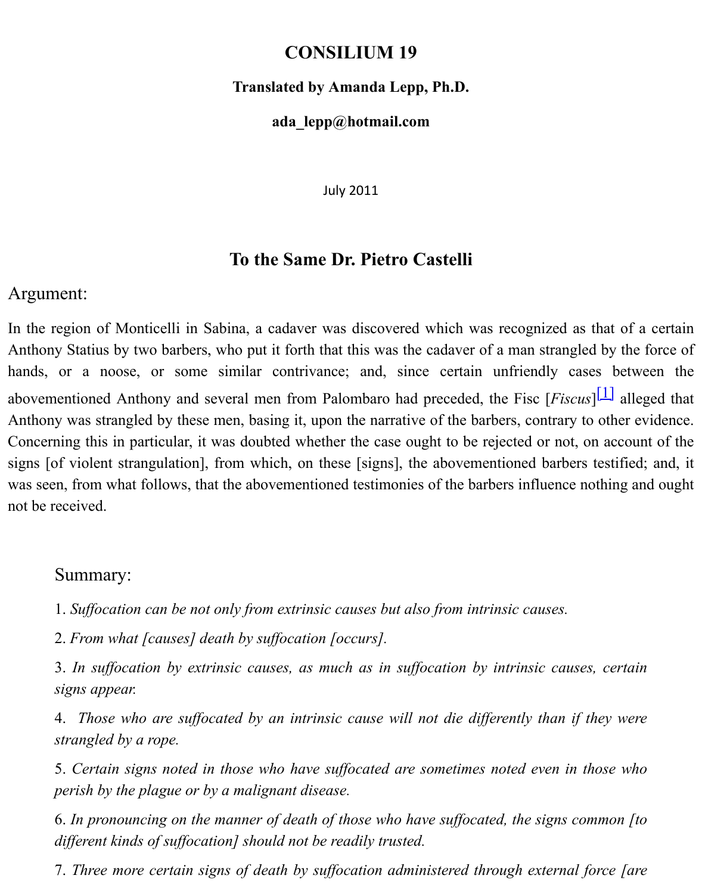# CONSILIUM 19

**Translated by Amanda Lepp, Ph.D.**

**ada_lepp@hotmail.com**

July 2011

## To the Same Dr. Pietro Castelli

### Argument:

In the region of Monticelli in Sabina, a cadaver was discovered which was recognized as that of a certain Anthony Statius by two barbers, who put it forth that this was the cadaver of a man strangled by the force of hands, or a noose, or some similar contrivance; and, since certain unfriendly cases between the abovementioned Anthony and several men from Palombaro had preceded, the Fisc [*Fiscus*][1] alleged that Anthony was strangled by these men, basing it, upon the narrative of the barbers, contrary to other evidence. Concerning this in particular, it was doubted whether the case ought to be rejected or not, on account of the signs [of violent strangulation], from which, on these [signs], the abovementioned barbers testified; and, it was seen, from what follows, that the abovementioned testimonies of the barbers influence nothing and ought not be received.

### Summary:

1. *Suffocation can be not only from extrinsic causes but also from intrinsic causes.*

2. *From what [causes] death by suffocation [occurs].*

3. *In suffocation by extrinsic causes, as much as in suffocation by intrinsic causes, certain signs appear.*

4. *Those who are suffocated by an intrinsic cause will not die differently than if they were strangled by a rope.*

5. *Certain signs noted in those who have suffocated are sometimes noted even in those who perish by the plague or by a malignant disease.*

6. *In pronouncing on the manner of death of those who have suffocated, the signs common [to different kinds of suffocation] should not be readily trusted.*

7. *Three more certain signs of death by suffocation administered through external force [are*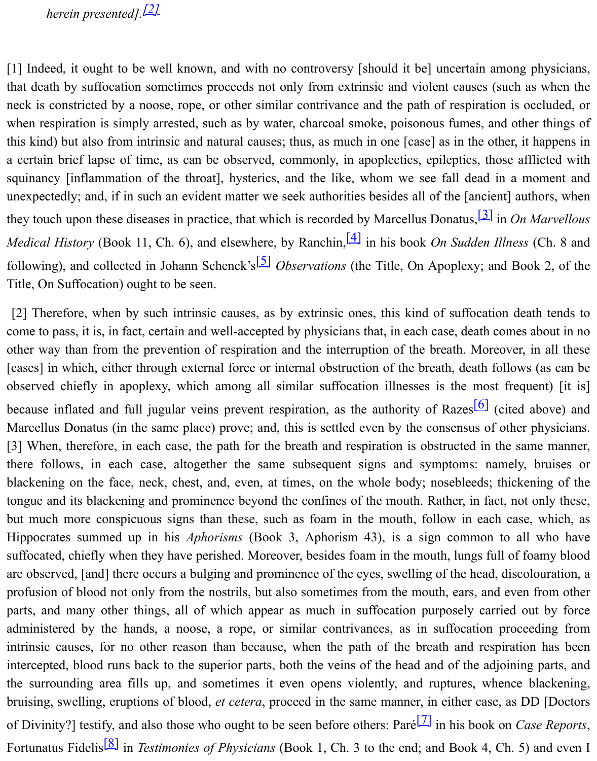*herein presented].*[2]

[1] Indeed, it ought to be well known, and with no controversy [should it be] uncertain among physicians, that death by suffocation sometimes proceeds not only from extrinsic and violent causes (such as when the neck is constricted by a noose, rope, or other similar contrivance and the path of respiration is occluded, or when respiration is simply arrested, such as by water, charcoal smoke, poisonous fumes, and other things of this kind) but also from intrinsic and natural causes; thus, as much in one [case] as in the other, it happens in a certain brief lapse of time, as can be observed, commonly, in apoplectics, epileptics, those afflicted with squinancy [inflammation of the throat], hysterics, and the like, whom we see fall dead in a moment and unexpectedly; and, if in such an evident matter we seek authorities besides all of the [ancient] authors, when they touch upon these diseases in practice, that which is recorded by Marcellus Donatus,[3] in *On Marvellous Medical History* (Book 11, Ch. 6), and elsewhere, by Ranchin,[4] in his book *On Sudden Illness* (Ch. 8 and following), and collected in Johann Schenck's[5] *Observations* (the Title, On Apoplexy; and Book 2, of the Title, On Suffocation) ought to be seen.

[2] Therefore, when by such intrinsic causes, as by extrinsic ones, this kind of suffocation death tends to come to pass, it is, in fact, certain and well-accepted by physicians that, in each case, death comes about in no other way than from the prevention of respiration and the interruption of the breath. Moreover, in all these [cases] in which, either through external force or internal obstruction of the breath, death follows (as can be observed chiefly in apoplexy, which among all similar suffocation illnesses is the most frequent) [it is] because inflated and full jugular veins prevent respiration, as the authority of Razes[6] (cited above) and Marcellus Donatus (in the same place) prove; and, this is settled even by the consensus of other physicians. [3] When, therefore, in each case, the path for the breath and respiration is obstructed in the same manner, there follows, in each case, altogether the same subsequent signs and symptoms: namely, bruises or blackening on the face, neck, chest, and, even, at times, on the whole body; nosebleeds; thickening of the tongue and its blackening and prominence beyond the confines of the mouth. Rather, in fact, not only these, but much more conspicuous signs than these, such as foam in the mouth, follow in each case, which, as Hippocrates summed up in his *Aphorisms* (Book 3, Aphorism 43), is a sign common to all who have suffocated, chiefly when they have perished. Moreover, besides foam in the mouth, lungs full of foamy blood are observed, [and] there occurs a bulging and prominence of the eyes, swelling of the head, discolouration, a profusion of blood not only from the nostrils, but also sometimes from the mouth, ears, and even from other parts, and many other things, all of which appear as much in suffocation purposely carried out by force administered by the hands, a noose, a rope, or similar contrivances, as in suffocation proceeding from intrinsic causes, for no other reason than because, when the path of the breath and respiration has been intercepted, blood runs back to the superior parts, both the veins of the head and of the adjoining parts, and the surrounding area fills up, and sometimes it even opens violently, and ruptures, whence blackening, bruising, swelling, eruptions of blood, *et cetera*, proceed in the same manner, in either case, as DD [Doctors of Divinity?] testify, and also those who ought to be seen before others: Paré[7] in his book on *Case Reports*, Fortunatus Fidelis[8] in *Testimonies of Physicians* (Book 1, Ch. 3 to the end; and Book 4, Ch. 5) and even I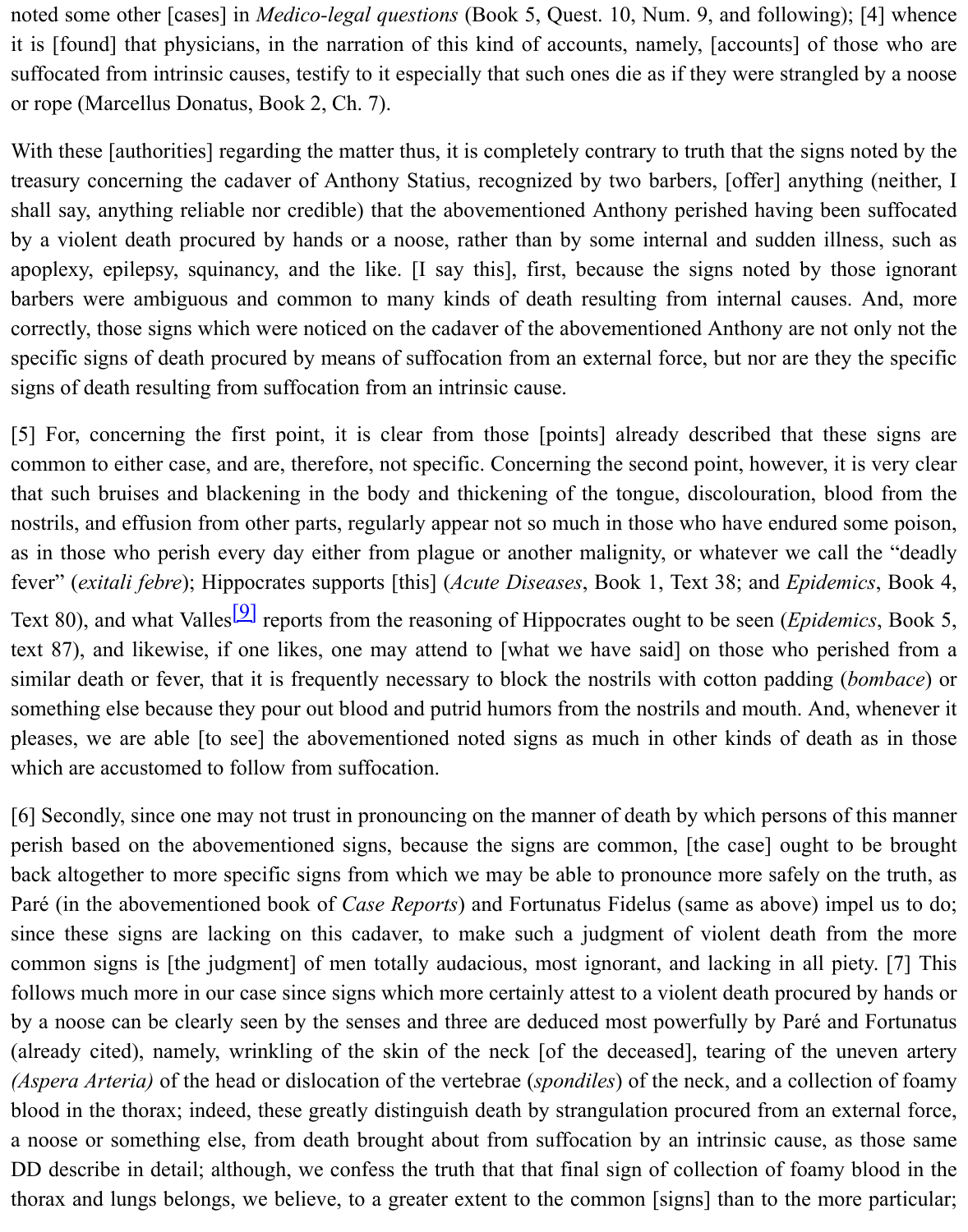noted some other [cases] in *Medico-legal questions* (Book 5, Quest. 10, Num. 9, and following); [4] whence it is [found] that physicians, in the narration of this kind of accounts, namely, [accounts] of those who are suffocated from intrinsic causes, testify to it especially that such ones die as if they were strangled by a noose or rope (Marcellus Donatus, Book 2, Ch. 7).

With these [authorities] regarding the matter thus, it is completely contrary to truth that the signs noted by the treasury concerning the cadaver of Anthony Statius, recognized by two barbers, [offer] anything (neither, I shall say, anything reliable nor credible) that the abovementioned Anthony perished having been suffocated by a violent death procured by hands or a noose, rather than by some internal and sudden illness, such as apoplexy, epilepsy, squinancy, and the like. [I say this], first, because the signs noted by those ignorant barbers were ambiguous and common to many kinds of death resulting from internal causes. And, more correctly, those signs which were noticed on the cadaver of the abovementioned Anthony are not only not the specific signs of death procured by means of suffocation from an external force, but nor are they the specific signs of death resulting from suffocation from an intrinsic cause.

[5] For, concerning the first point, it is clear from those [points] already described that these signs are common to either case, and are, therefore, not specific. Concerning the second point, however, it is very clear that such bruises and blackening in the body and thickening of the tongue, discolouration, blood from the nostrils, and effusion from other parts, regularly appear not so much in those who have endured some poison, as in those who perish every day either from plague or another malignity, or whatever we call the "deadly fever" (*exitali febre*); Hippocrates supports [this] (*Acute Diseases*, Book 1, Text 38; and *Epidemics*, Book 4, Text 80), and what Valles[9] reports from the reasoning of Hippocrates ought to be seen (*Epidemics*, Book 5, text 87), and likewise, if one likes, one may attend to [what we have said] on those who perished from a similar death or fever, that it is frequently necessary to block the nostrils with cotton padding (*bombace*) or something else because they pour out blood and putrid humors from the nostrils and mouth. And, whenever it pleases, we are able [to see] the abovementioned noted signs as much in other kinds of death as in those which are accustomed to follow from suffocation.

[6] Secondly, since one may not trust in pronouncing on the manner of death by which persons of this manner perish based on the abovementioned signs, because the signs are common, [the case] ought to be brought back altogether to more specific signs from which we may be able to pronounce more safely on the truth, as Paré (in the abovementioned book of *Case Reports*) and Fortunatus Fidelus (same as above) impel us to do; since these signs are lacking on this cadaver, to make such a judgment of violent death from the more common signs is [the judgment] of men totally audacious, most ignorant, and lacking in all piety. [7] This follows much more in our case since signs which more certainly attest to a violent death procured by hands or by a noose can be clearly seen by the senses and three are deduced most powerfully by Paré and Fortunatus (already cited), namely, wrinkling of the skin of the neck [of the deceased], tearing of the uneven artery *(Aspera Arteria)* of the head or dislocation of the vertebrae (*spondiles*) of the neck, and a collection of foamy blood in the thorax; indeed, these greatly distinguish death by strangulation procured from an external force, a noose or something else, from death brought about from suffocation by an intrinsic cause, as those same DD describe in detail; although, we confess the truth that that final sign of collection of foamy blood in the thorax and lungs belongs, we believe, to a greater extent to the common [signs] than to the more particular;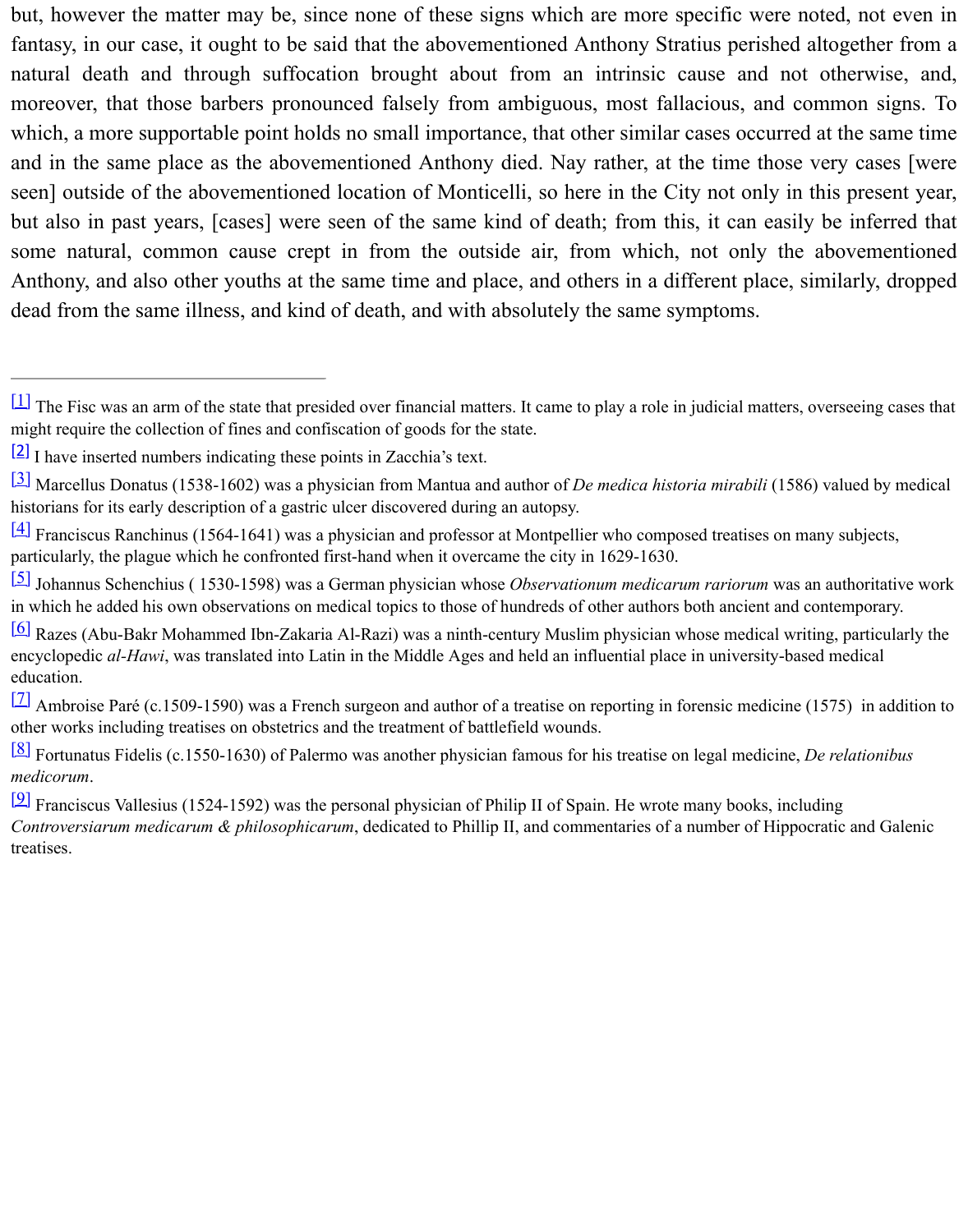but, however the matter may be, since none of these signs which are more specific were noted, not even in fantasy, in our case, it ought to be said that the abovementioned Anthony Stratius perished altogether from a natural death and through suffocation brought about from an intrinsic cause and not otherwise, and, moreover, that those barbers pronounced falsely from ambiguous, most fallacious, and common signs. To which, a more supportable point holds no small importance, that other similar cases occurred at the same time and in the same place as the abovementioned Anthony died. Nay rather, at the time those very cases [were seen] outside of the abovementioned location of Monticelli, so here in the City not only in this present year, but also in past years, [cases] were seen of the same kind of death; from this, it can easily be inferred that some natural, common cause crept in from the outside air, from which, not only the abovementioned Anthony, and also other youths at the same time and place, and others in a different place, similarly, dropped dead from the same illness, and kind of death, and with absolutely the same symptoms.

---

[1] The Fisc was an arm of the state that presided over financial matters. It came to play a role in judicial matters, overseeing cases that might require the collection of fines and confiscation of goods for the state.

[2] I have inserted numbers indicating these points in Zacchia's text.

[3] Marcellus Donatus (1538-1602) was a physician from Mantua and author of *De medica historia mirabili* (1586) valued by medical historians for its early description of a gastric ulcer discovered during an autopsy.

[4] Franciscus Ranchinus (1564-1641) was a physician and professor at Montpellier who composed treatises on many subjects, particularly, the plague which he confronted first-hand when it overcame the city in 1629-1630.

[5] Johannus Schenchius ( 1530-1598) was a German physician whose *Observationum medicarum rariorum* was an authoritative work in which he added his own observations on medical topics to those of hundreds of other authors both ancient and contemporary.

[6] Razes (Abu-Bakr Mohammed Ibn-Zakaria Al-Razi) was a ninth-century Muslim physician whose medical writing, particularly the encyclopedic *al-Hawi*, was translated into Latin in the Middle Ages and held an influential place in university-based medical education.

[7] Ambroise Paré (c.1509-1590) was a French surgeon and author of a treatise on reporting in forensic medicine (1575) in addition to other works including treatises on obstetrics and the treatment of battlefield wounds.

[8] Fortunatus Fidelis (c.1550-1630) of Palermo was another physician famous for his treatise on legal medicine, *De relationibus medicorum*.

[9] Franciscus Vallesius (1524-1592) was the personal physician of Philip II of Spain. He wrote many books, including *Controversiarum medicarum & philosophicarum*, dedicated to Phillip II, and commentaries of a number of Hippocratic and Galenic treatises.